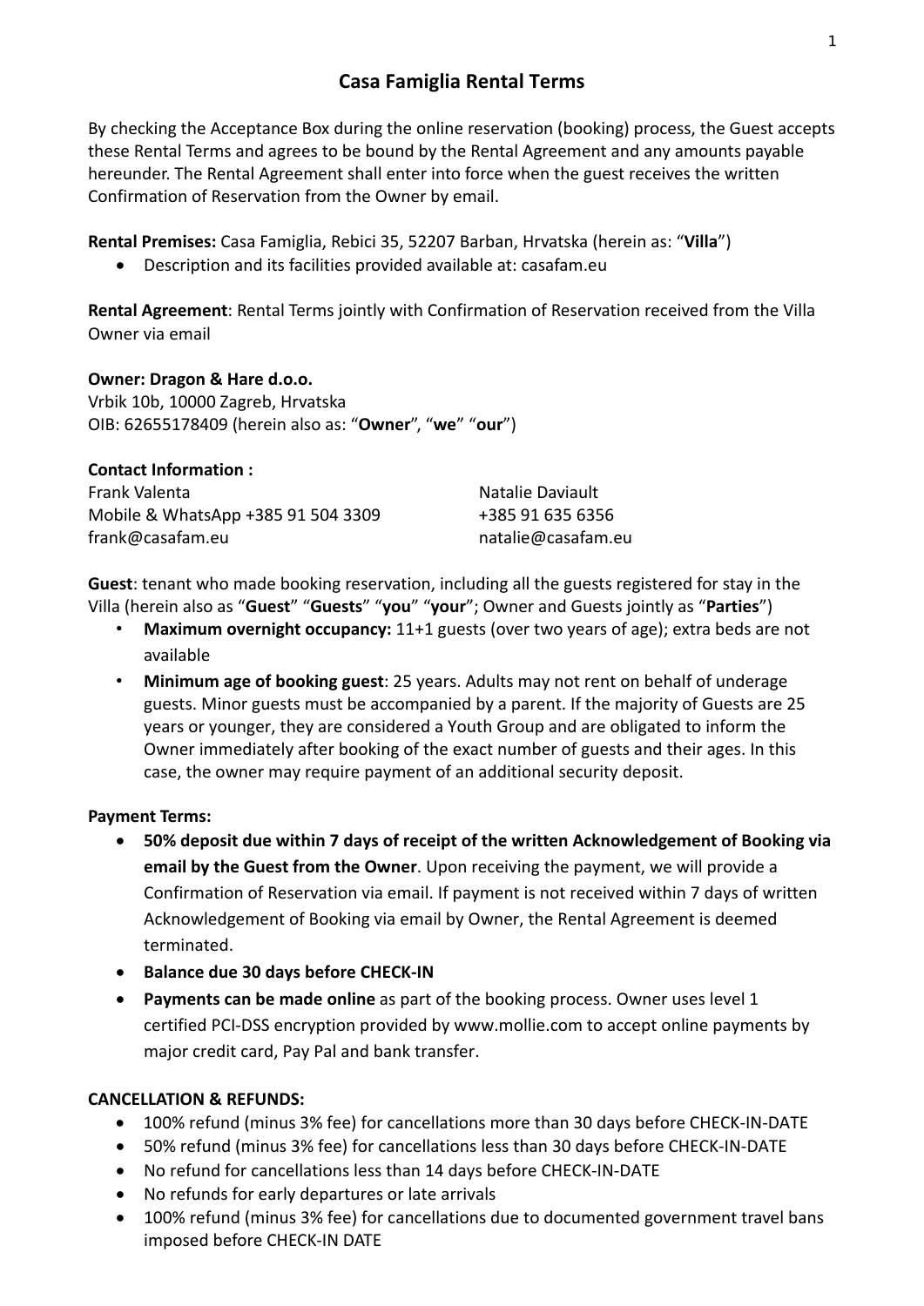# Casa Famiglia Rental Terms

By checking the Acceptance Box during the online reservation (booking) process, the Guest accepts these Rental Terms and agrees to be bound by the Rental Agreement and any amounts payable hereunder. The Rental Agreement shall enter into force when the guest receives the written Confirmation of Reservation from the Owner by email.

**Rental Premises:** Casa Famiglia, Rebici 35, 52207 Barban, Hrvatska (herein as: "**Villa**")

- Description and its facilities provided available at: casafam.eu

**Rental Agreement**: Rental Terms jointly with Confirmation of Reservation received from the Villa Owner via email

**Owner: Dragon & Hare d.o.o.**
Vrbik 10b, 10000 Zagreb, Hrvatska
OIB: 62655178409 (herein also as: "**Owner**", "**we**" "**our**")

**Contact Information :**

Frank Valenta
Mobile & WhatsApp +385 91 504 3309
frank@casafam.eu

Natalie Daviault
+385 91 635 6356
natalie@casafam.eu

**Guest**: tenant who made booking reservation, including all the guests registered for stay in the Villa (herein also as "**Guest**" "**Guests**" "**you**" "**your**"; Owner and Guests jointly as "**Parties**")

- **Maximum overnight occupancy:** 11+1 guests (over two years of age); extra beds are not available
- **Minimum age of booking guest**: 25 years. Adults may not rent on behalf of underage guests. Minor guests must be accompanied by a parent. If the majority of Guests are 25 years or younger, they are considered a Youth Group and are obligated to inform the Owner immediately after booking of the exact number of guests and their ages. In this case, the owner may require payment of an additional security deposit.

**Payment Terms:**

- **50% deposit due within 7 days of receipt of the written Acknowledgement of Booking via email by the Guest from the Owner**. Upon receiving the payment, we will provide a Confirmation of Reservation via email. If payment is not received within 7 days of written Acknowledgement of Booking via email by Owner, the Rental Agreement is deemed terminated.
- **Balance due 30 days before CHECK-IN**
- **Payments can be made online** as part of the booking process. Owner uses level 1 certified PCI-DSS encryption provided by www.mollie.com to accept online payments by major credit card, Pay Pal and bank transfer.

**CANCELLATION & REFUNDS:**

- 100% refund (minus 3% fee) for cancellations more than 30 days before CHECK-IN-DATE
- 50% refund (minus 3% fee) for cancellations less than 30 days before CHECK-IN-DATE
- No refund for cancellations less than 14 days before CHECK-IN-DATE
- No refunds for early departures or late arrivals
- 100% refund (minus 3% fee) for cancellations due to documented government travel bans imposed before CHECK-IN DATE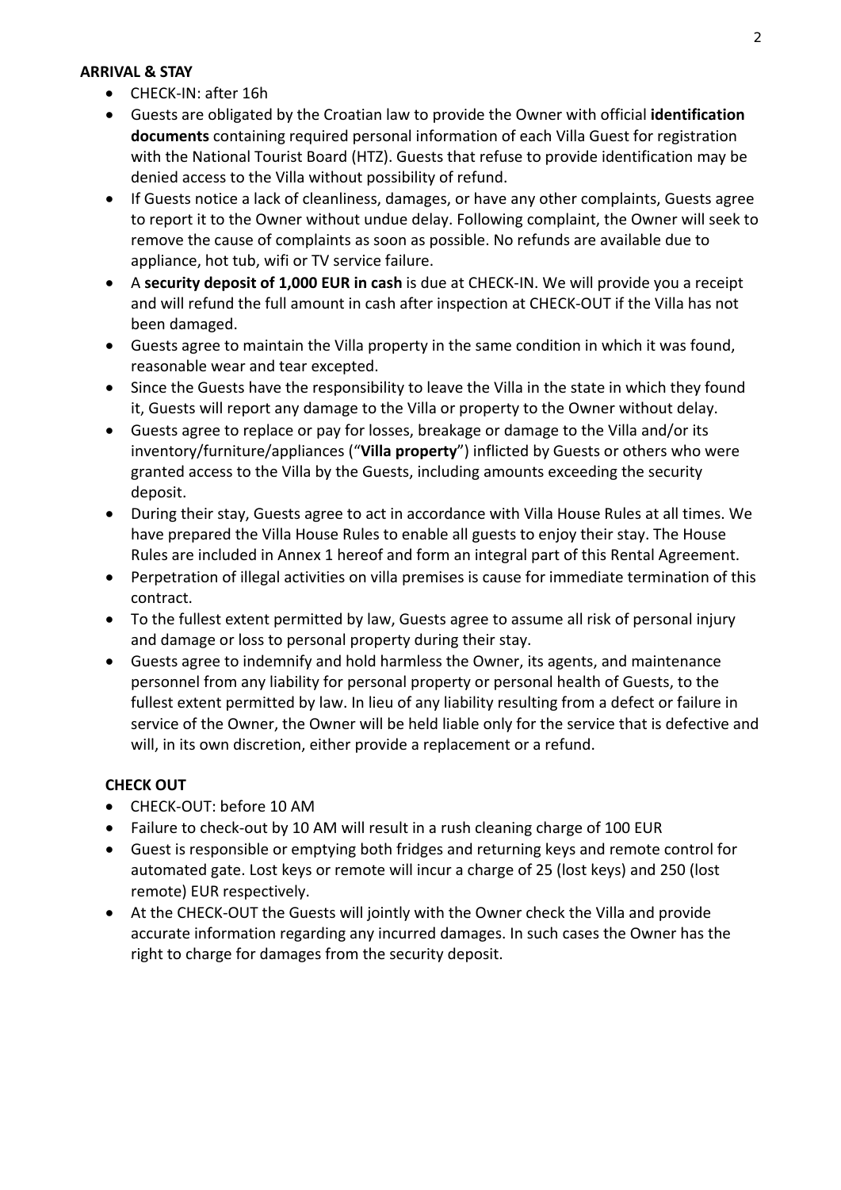**ARRIVAL & STAY**

- CHECK-IN: after 16h
- Guests are obligated by the Croatian law to provide the Owner with official **identification documents** containing required personal information of each Villa Guest for registration with the National Tourist Board (HTZ). Guests that refuse to provide identification may be denied access to the Villa without possibility of refund.
- If Guests notice a lack of cleanliness, damages, or have any other complaints, Guests agree to report it to the Owner without undue delay. Following complaint, the Owner will seek to remove the cause of complaints as soon as possible. No refunds are available due to appliance, hot tub, wifi or TV service failure.
- A **security deposit of 1,000 EUR in cash** is due at CHECK-IN. We will provide you a receipt and will refund the full amount in cash after inspection at CHECK-OUT if the Villa has not been damaged.
- Guests agree to maintain the Villa property in the same condition in which it was found, reasonable wear and tear excepted.
- Since the Guests have the responsibility to leave the Villa in the state in which they found it, Guests will report any damage to the Villa or property to the Owner without delay.
- Guests agree to replace or pay for losses, breakage or damage to the Villa and/or its inventory/furniture/appliances ("**Villa property**") inflicted by Guests or others who were granted access to the Villa by the Guests, including amounts exceeding the security deposit.
- During their stay, Guests agree to act in accordance with Villa House Rules at all times. We have prepared the Villa House Rules to enable all guests to enjoy their stay. The House Rules are included in Annex 1 hereof and form an integral part of this Rental Agreement.
- Perpetration of illegal activities on villa premises is cause for immediate termination of this contract.
- To the fullest extent permitted by law, Guests agree to assume all risk of personal injury and damage or loss to personal property during their stay.
- Guests agree to indemnify and hold harmless the Owner, its agents, and maintenance personnel from any liability for personal property or personal health of Guests, to the fullest extent permitted by law. In lieu of any liability resulting from a defect or failure in service of the Owner, the Owner will be held liable only for the service that is defective and will, in its own discretion, either provide a replacement or a refund.

**CHECK OUT**

- CHECK-OUT: before 10 AM
- Failure to check-out by 10 AM will result in a rush cleaning charge of 100 EUR
- Guest is responsible or emptying both fridges and returning keys and remote control for automated gate. Lost keys or remote will incur a charge of 25 (lost keys) and 250 (lost remote) EUR respectively.
- At the CHECK-OUT the Guests will jointly with the Owner check the Villa and provide accurate information regarding any incurred damages. In such cases the Owner has the right to charge for damages from the security deposit.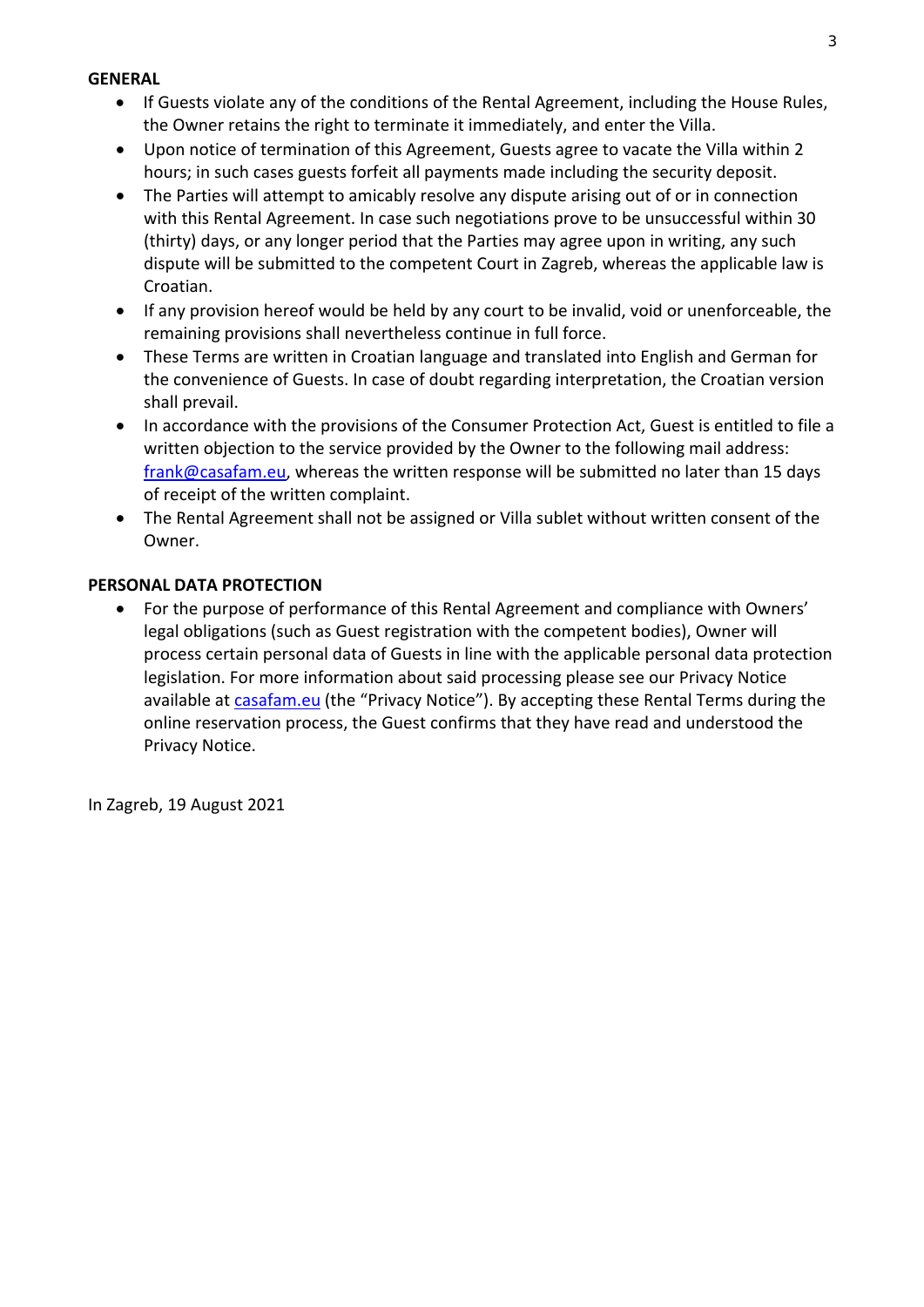**GENERAL**

- If Guests violate any of the conditions of the Rental Agreement, including the House Rules, the Owner retains the right to terminate it immediately, and enter the Villa.
- Upon notice of termination of this Agreement, Guests agree to vacate the Villa within 2 hours; in such cases guests forfeit all payments made including the security deposit.
- The Parties will attempt to amicably resolve any dispute arising out of or in connection with this Rental Agreement. In case such negotiations prove to be unsuccessful within 30 (thirty) days, or any longer period that the Parties may agree upon in writing, any such dispute will be submitted to the competent Court in Zagreb, whereas the applicable law is Croatian.
- If any provision hereof would be held by any court to be invalid, void or unenforceable, the remaining provisions shall nevertheless continue in full force.
- These Terms are written in Croatian language and translated into English and German for the convenience of Guests. In case of doubt regarding interpretation, the Croatian version shall prevail.
- In accordance with the provisions of the Consumer Protection Act, Guest is entitled to file a written objection to the service provided by the Owner to the following mail address: [frank@casafam.eu](mailto:frank@casafam.eu), whereas the written response will be submitted no later than 15 days of receipt of the written complaint.
- The Rental Agreement shall not be assigned or Villa sublet without written consent of the Owner.

**PERSONAL DATA PROTECTION**

- For the purpose of performance of this Rental Agreement and compliance with Owners' legal obligations (such as Guest registration with the competent bodies), Owner will process certain personal data of Guests in line with the applicable personal data protection legislation. For more information about said processing please see our Privacy Notice available at [casafam.eu](casafam.eu) (the "Privacy Notice"). By accepting these Rental Terms during the online reservation process, the Guest confirms that they have read and understood the Privacy Notice.

In Zagreb, 19 August 2021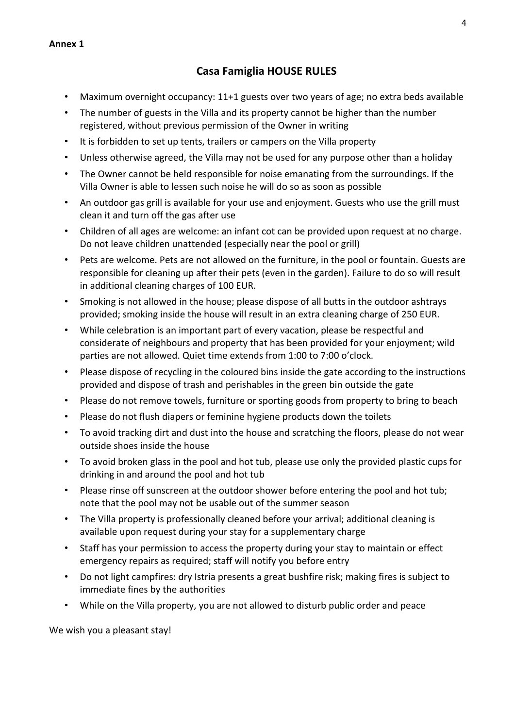**Annex 1**

# Casa Famiglia HOUSE RULES

- Maximum overnight occupancy: 11+1 guests over two years of age; no extra beds available
- The number of guests in the Villa and its property cannot be higher than the number registered, without previous permission of the Owner in writing
- It is forbidden to set up tents, trailers or campers on the Villa property
- Unless otherwise agreed, the Villa may not be used for any purpose other than a holiday
- The Owner cannot be held responsible for noise emanating from the surroundings. If the Villa Owner is able to lessen such noise he will do so as soon as possible
- An outdoor gas grill is available for your use and enjoyment. Guests who use the grill must clean it and turn off the gas after use
- Children of all ages are welcome: an infant cot can be provided upon request at no charge. Do not leave children unattended (especially near the pool or grill)
- Pets are welcome. Pets are not allowed on the furniture, in the pool or fountain. Guests are responsible for cleaning up after their pets (even in the garden). Failure to do so will result in additional cleaning charges of 100 EUR.
- Smoking is not allowed in the house; please dispose of all butts in the outdoor ashtrays provided; smoking inside the house will result in an extra cleaning charge of 250 EUR.
- While celebration is an important part of every vacation, please be respectful and considerate of neighbours and property that has been provided for your enjoyment; wild parties are not allowed. Quiet time extends from 1:00 to 7:00 o'clock.
- Please dispose of recycling in the coloured bins inside the gate according to the instructions provided and dispose of trash and perishables in the green bin outside the gate
- Please do not remove towels, furniture or sporting goods from property to bring to beach
- Please do not flush diapers or feminine hygiene products down the toilets
- To avoid tracking dirt and dust into the house and scratching the floors, please do not wear outside shoes inside the house
- To avoid broken glass in the pool and hot tub, please use only the provided plastic cups for drinking in and around the pool and hot tub
- Please rinse off sunscreen at the outdoor shower before entering the pool and hot tub; note that the pool may not be usable out of the summer season
- The Villa property is professionally cleaned before your arrival; additional cleaning is available upon request during your stay for a supplementary charge
- Staff has your permission to access the property during your stay to maintain or effect emergency repairs as required; staff will notify you before entry
- Do not light campfires: dry Istria presents a great bushfire risk; making fires is subject to immediate fines by the authorities
- While on the Villa property, you are not allowed to disturb public order and peace

We wish you a pleasant stay!